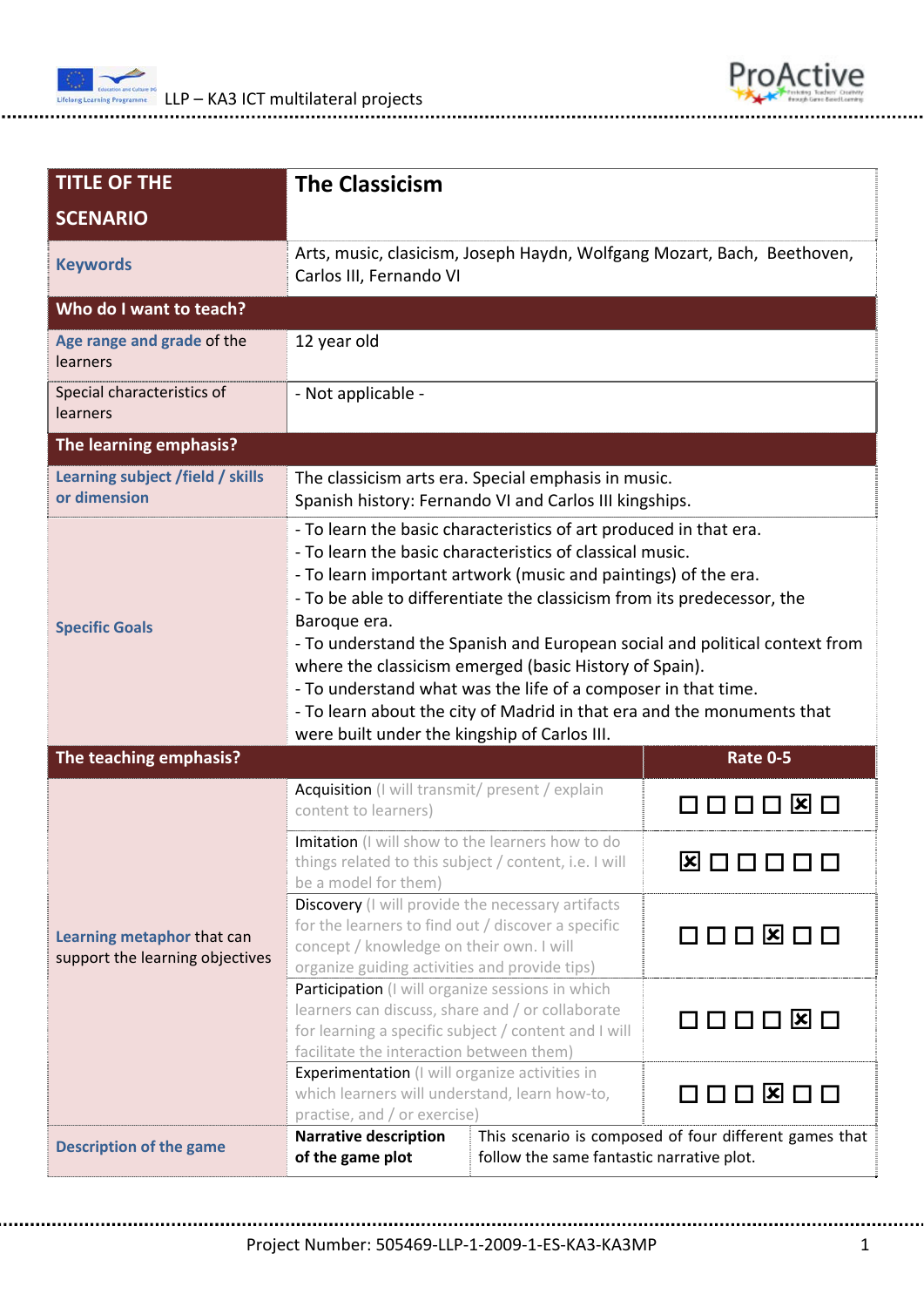| TITLE OF THE SCENARIO | The Classicism | |
|---|---|---|
| **Keywords** | Arts, music, clasicism, Joseph Haydn, Wolfgang Mozart, Bach, Beethoven, Carlos III, Fernando VI | |
| **Who do I want to teach?** | | |
| **Age range and grade** of the learners | 12 year old | |
| Special characteristics of learners | - Not applicable - | |
| **The learning emphasis?** | | |
| **Learning subject /field / skills or dimension** | The classicism arts era. Special emphasis in music.<br>Spanish history: Fernando VI and Carlos III kingships. | |
| **Specific Goals** | - To learn the basic characteristics of art produced in that era.<br>- To learn the basic characteristics of classical music.<br>- To learn important artwork (music and paintings) of the era.<br>- To be able to differentiate the classicism from its predecessor, the Baroque era.<br>- To understand the Spanish and European social and political context from where the classicism emerged (basic History of Spain).<br>- To understand what was the life of a composer in that time.<br>- To learn about the city of Madrid in that era and the monuments that were built under the kingship of Carlos III. | |
| **The teaching emphasis?** | | **Rate 0-5** |
| **Learning metaphor** that can support the learning objectives | Acquisition (I will transmit/ present / explain content to learners) | ☐ ☐ ☐ ☐ ☒ ☐ |
| | Imitation (I will show to the learners how to do things related to this subject / content, i.e. I will be a model for them) | ☒ ☐ ☐ ☐ ☐ ☐ |
| | Discovery (I will provide the necessary artifacts for the learners to find out / discover a specific concept / knowledge on their own. I will organize guiding activities and provide tips) | ☐ ☐ ☐ ☒ ☐ ☐ |
| | Participation (I will organize sessions in which learners can discuss, share and / or collaborate for learning a specific subject / content and I will facilitate the interaction between them) | ☐ ☐ ☐ ☐ ☒ ☐ |
| | Experimentation (I will organize activities in which learners will understand, learn how-to, practise, and / or exercise) | ☐ ☐ ☐ ☒ ☐ ☐ |
| **Description of the game** | **Narrative description of the game plot** | This scenario is composed of four different games that follow the same fantastic narrative plot. |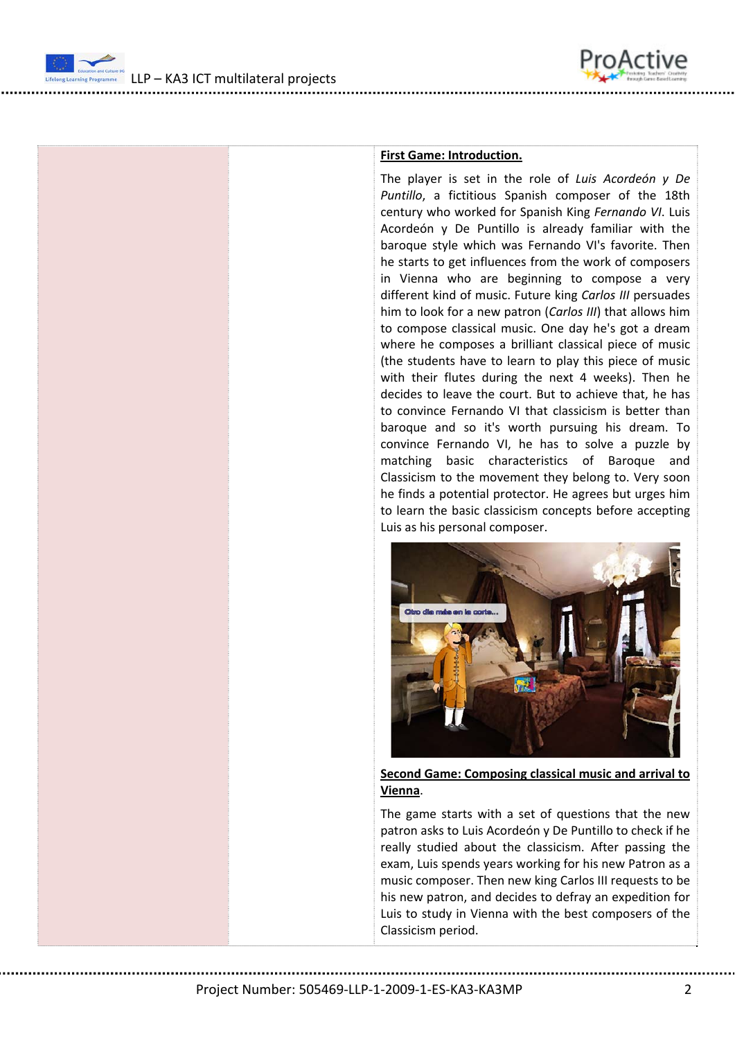**First Game: Introduction.**

The player is set in the role of *Luis Acordeón y De Puntillo*, a fictitious Spanish composer of the 18th century who worked for Spanish King *Fernando VI*. Luis Acordeón y De Puntillo is already familiar with the baroque style which was Fernando VI's favorite. Then he starts to get influences from the work of composers in Vienna who are beginning to compose a very different kind of music. Future king *Carlos III* persuades him to look for a new patron (*Carlos III*) that allows him to compose classical music. One day he's got a dream where he composes a brilliant classical piece of music (the students have to learn to play this piece of music with their flutes during the next 4 weeks). Then he decides to leave the court. But to achieve that, he has to convince Fernando VI that classicism is better than baroque and so it's worth pursuing his dream. To convince Fernando VI, he has to solve a puzzle by matching basic characteristics of Baroque and Classicism to the movement they belong to. Very soon he finds a potential protector. He agrees but urges him to learn the basic classicism concepts before accepting Luis as his personal composer.

**Second Game: Composing classical music and arrival to Vienna.**

The game starts with a set of questions that the new patron asks to Luis Acordeón y De Puntillo to check if he really studied about the classicism. After passing the exam, Luis spends years working for his new Patron as a music composer. Then new king Carlos III requests to be his new patron, and decides to defray an expedition for Luis to study in Vienna with the best composers of the Classicism period.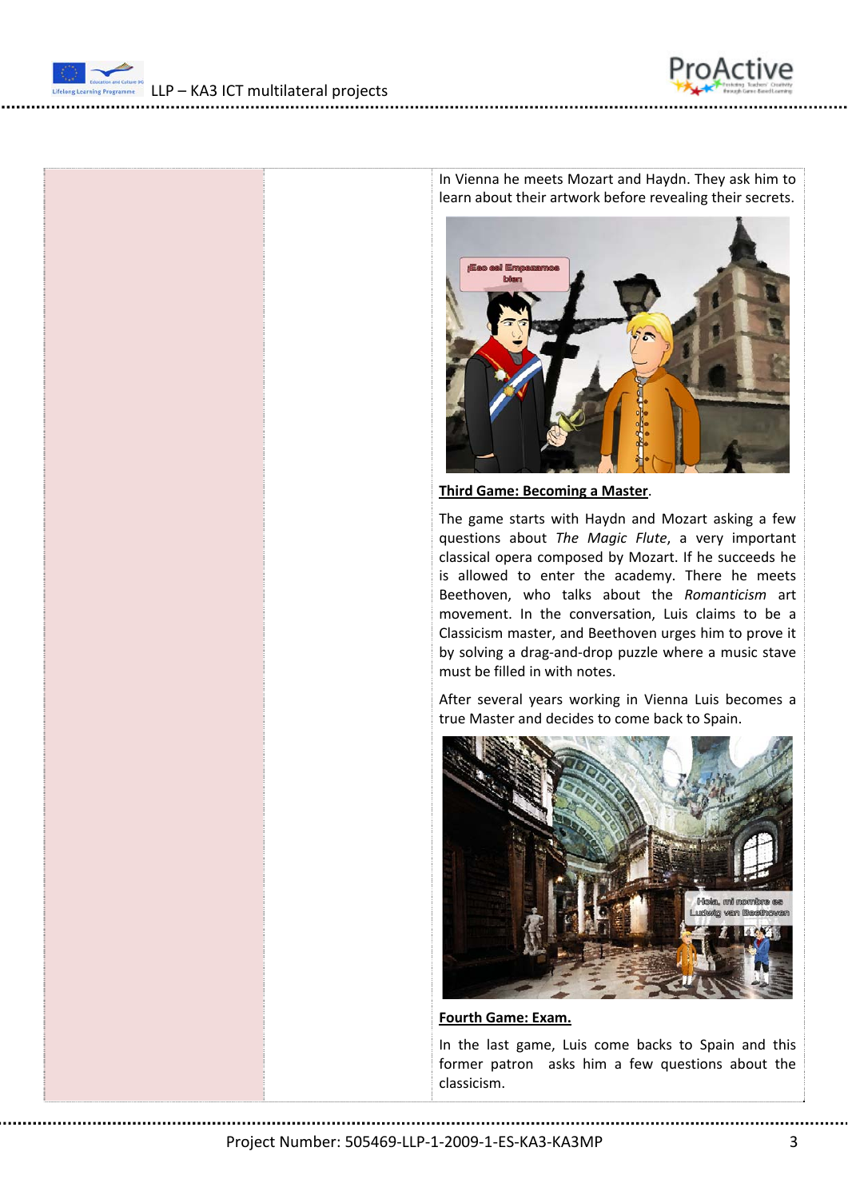In Vienna he meets Mozart and Haydn. They ask him to learn about their artwork before revealing their secrets.

**Third Game: Becoming a Master**.

The game starts with Haydn and Mozart asking a few questions about *The Magic Flute*, a very important classical opera composed by Mozart. If he succeeds he is allowed to enter the academy. There he meets Beethoven, who talks about the *Romanticism* art movement. In the conversation, Luis claims to be a Classicism master, and Beethoven urges him to prove it by solving a drag-and-drop puzzle where a music stave must be filled in with notes.

After several years working in Vienna Luis becomes a true Master and decides to come back to Spain.

**Fourth Game: Exam.**

In the last game, Luis come backs to Spain and this former patron asks him a few questions about the classicism.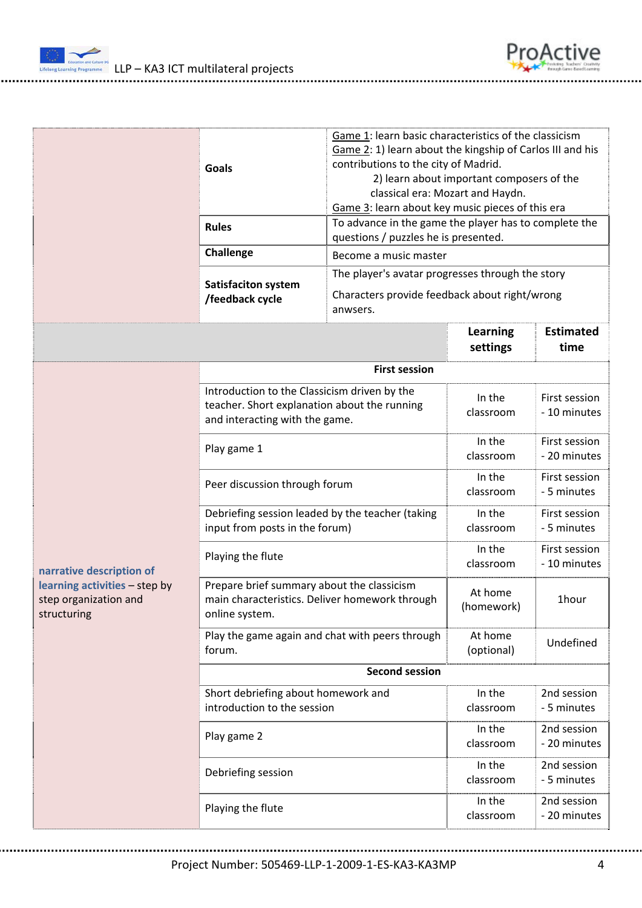| | | | |
|---|---|---|---|
| | **Goals** | Game 1: learn basic characteristics of the classicism<br>Game 2: 1) learn about the kingship of Carlos III and his contributions to the city of Madrid.<br>2) learn about important composers of the classical era: Mozart and Haydn.<br>Game 3: learn about key music pieces of this era | |
| | **Rules** | To advance in the game the player has to complete the questions / puzzles he is presented. | |
| | **Challenge** | Become a music master | |
| | **Satisfaciton system /feedback cycle** | The player's avatar progresses through the story<br><br>Characters provide feedback about right/wrong anwsers. | |

| | | **Learning settings** | **Estimated time** |
|---|---|---|---|
| **narrative description of learning activities** – step by step organization and structuring | **First session** | | |
| | Introduction to the Classicism driven by the teacher. Short explanation about the running and interacting with the game. | In the classroom | First session - 10 minutes |
| | Play game 1 | In the classroom | First session - 20 minutes |
| | Peer discussion through forum | In the classroom | First session - 5 minutes |
| | Debriefing session leaded by the teacher (taking input from posts in the forum) | In the classroom | First session - 5 minutes |
| | Playing the flute | In the classroom | First session - 10 minutes |
| | Prepare brief summary about the classicism main characteristics. Deliver homework through online system. | At home (homework) | 1hour |
| | Play the game again and chat with peers through forum. | At home (optional) | Undefined |
| | **Second session** | | |
| | Short debriefing about homework and introduction to the session | In the classroom | 2nd session - 5 minutes |
| | Play game 2 | In the classroom | 2nd session - 20 minutes |
| | Debriefing session | In the classroom | 2nd session - 5 minutes |
| | Playing the flute | In the classroom | 2nd session - 20 minutes |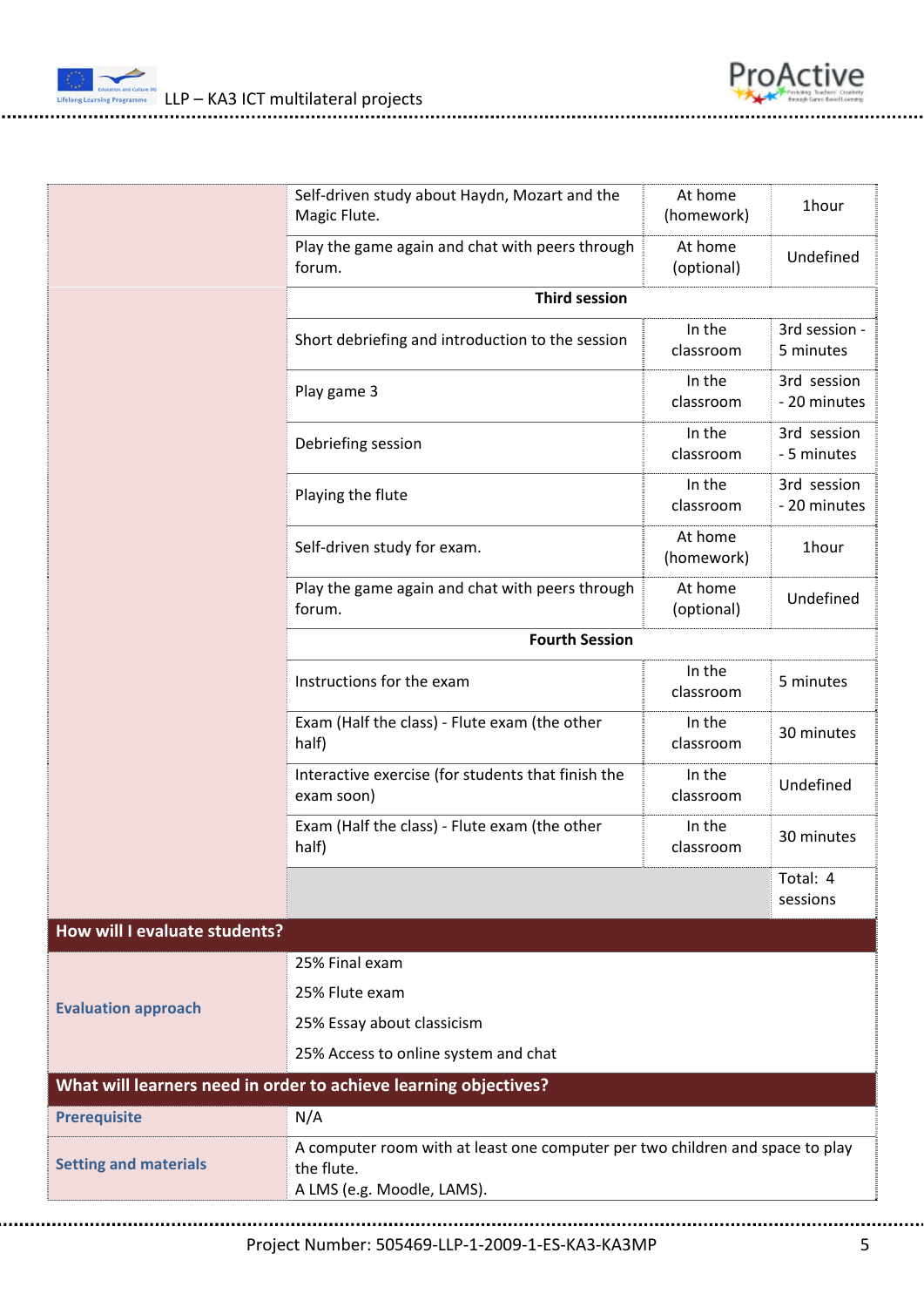| | | | |
|---|---|---|---|
| | Self-driven study about Haydn, Mozart and the Magic Flute. | At home (homework) | 1hour |
| | Play the game again and chat with peers through forum. | At home (optional) | Undefined |
| | **Third session** | | |
| | Short debriefing and introduction to the session | In the classroom | 3rd session - 5 minutes |
| | Play game 3 | In the classroom | 3rd session - 20 minutes |
| | Debriefing session | In the classroom | 3rd session - 5 minutes |
| | Playing the flute | In the classroom | 3rd session - 20 minutes |
| | Self-driven study for exam. | At home (homework) | 1hour |
| | Play the game again and chat with peers through forum. | At home (optional) | Undefined |
| | **Fourth Session** | | |
| | Instructions for the exam | In the classroom | 5 minutes |
| | Exam (Half the class) - Flute exam (the other half) | In the classroom | 30 minutes |
| | Interactive exercise (for students that finish the exam soon) | In the classroom | Undefined |
| | Exam (Half the class) - Flute exam (the other half) | In the classroom | 30 minutes |
| | | | Total: 4 sessions |

**How will I evaluate students?**

| | |
|---|---|
| **Evaluation approach** | 25% Final exam<br>25% Flute exam<br>25% Essay about classicism<br>25% Access to online system and chat |

**What will learners need in order to achieve learning objectives?**

| | |
|---|---|
| **Prerequisite** | N/A |
| **Setting and materials** | A computer room with at least one computer per two children and space to play the flute.<br>A LMS (e.g. Moodle, LAMS). |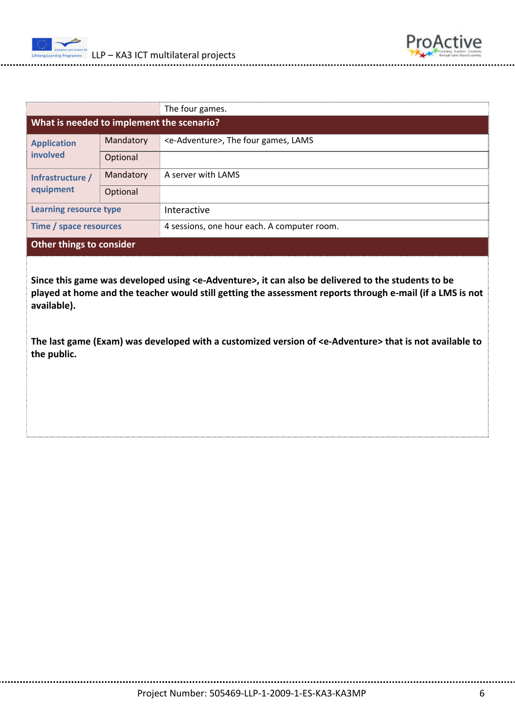| | | |
|---|---|---|
| | | The four games. |
| **What is needed to implement the scenario?** | | |
| **Application involved** | Mandatory | <e-Adventure>, The four games, LAMS |
| | Optional | |
| **Infrastructure / equipment** | Mandatory | A server with LAMS |
| | Optional | |
| **Learning resource type** | | Interactive |
| **Time / space resources** | | 4 sessions, one hour each. A computer room. |
| **Other things to consider** | | |

**Since this game was developed using <e-Adventure>, it can also be delivered to the students to be played at home and the teacher would still getting the assessment reports through e-mail (if a LMS is not available).**

**The last game (Exam) was developed with a customized version of <e-Adventure> that is not available to the public.**